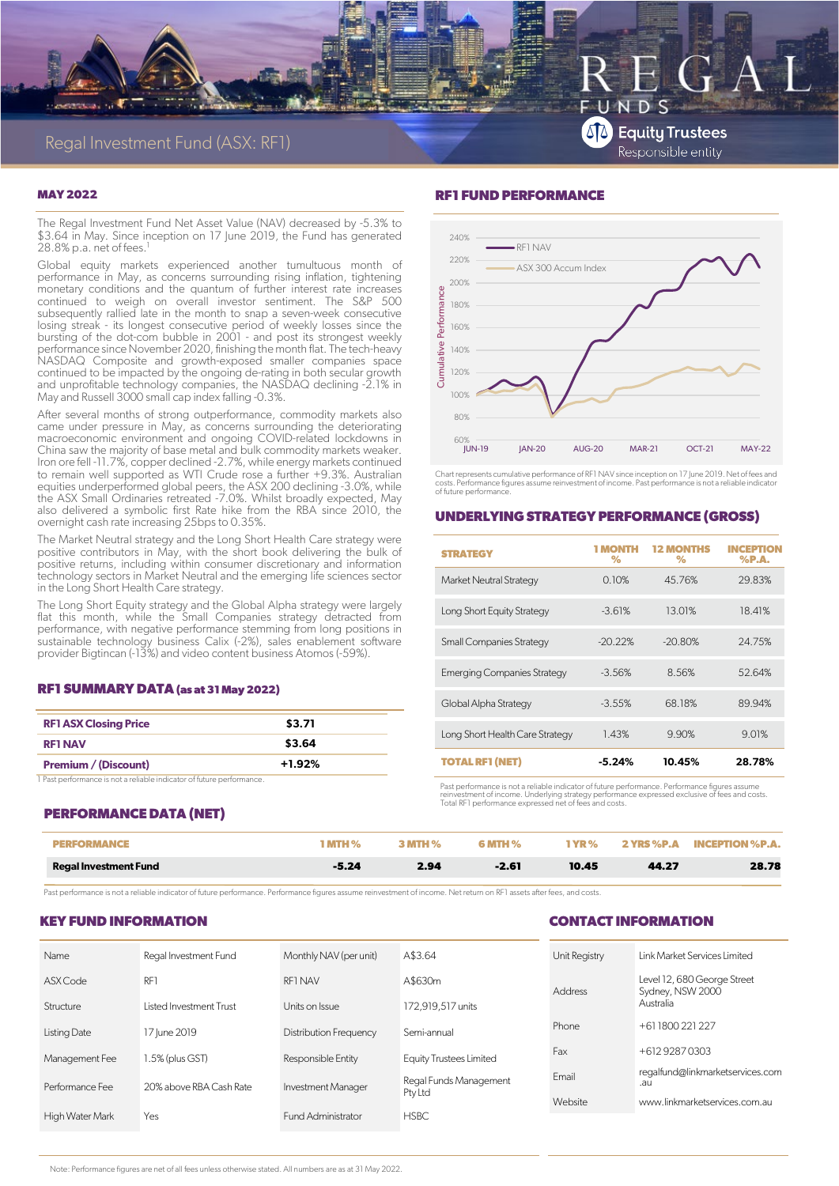# Regal Investment Fund (ASX: RF1)

REGAL FUNDS

Equity Trustees
Responsible entity

## MAY 2022

The Regal Investment Fund Net Asset Value (NAV) decreased by -5.3% to $3.64 in May. Since inception on 17 June 2019, the Fund has generated 28.8% p.a. net of fees.[1]

Global equity markets experienced another tumultuous month of performance in May, as concerns surrounding rising inflation, tightening monetary conditions and the quantum of further interest rate increases continued to weigh on overall investor sentiment. The S&P 500 subsequently rallied late in the month to snap a seven-week consecutive losing streak - its longest consecutive period of weekly losses since the bursting of the dot-com bubble in 2001 - and post its strongest weekly performance since November 2020, finishing the month flat. The tech-heavy NASDAQ Composite and growth-exposed smaller companies space continued to be impacted by the ongoing de-rating in both secular growth and unprofitable technology companies, the NASDAQ declining -2.1% in May and Russell 3000 small cap index falling -0.3%.

After several months of strong outperformance, commodity markets also came under pressure in May, as concerns surrounding the deteriorating macroeconomic environment and ongoing COVID-related lockdowns in China saw the majority of base metal and bulk commodity markets weaker. Iron ore fell -11.7%, copper declined -2.7%, while energy markets continued to remain well supported as WTI Crude rose a further +9.3%. Australian equities underperformed global peers, the ASX 200 declining -3.0%, while the ASX Small Ordinaries retreated -7.0%. Whilst broadly expected, May also delivered a symbolic first Rate hike from the RBA since 2010, the overnight cash rate increasing 25bps to 0.35%.

The Market Neutral strategy and the Long Short Health Care strategy were positive contributors in May, with the short book delivering the bulk of positive returns, including within consumer discretionary and information technology sectors in Market Neutral and the emerging life sciences sector in the Long Short Health Care strategy.

The Long Short Equity strategy and the Global Alpha strategy were largely flat this month, while the Small Companies strategy detracted from performance, with negative performance stemming from long positions in sustainable technology business Calix (-2%), sales enablement software provider Bigtincan (-13%) and video content business Atomos (-59%).

## RF1 SUMMARY DATA (as at 31 May 2022)

| | |
|---|---|
| RF1 ASX Closing Price | $3.71 |
| RF1 NAV | $3.64 |
| Premium / (Discount) | +1.92% |

1 Past performance is not a reliable indicator of future performance.

## RF1 FUND PERFORMANCE

Chart represents cumulative performance of RF1 NAV since inception on 17 June 2019. Net of fees and costs. Performance figures assume reinvestment of income. Past performance is not a reliable indicator of future performance.

## UNDERLYING STRATEGY PERFORMANCE (GROSS)

| STRATEGY | 1 MONTH % | 12 MONTHS % | INCEPTION %P.A. |
|---|---|---|---|
| Market Neutral Strategy | 0.10% | 45.76% | 29.83% |
| Long Short Equity Strategy | -3.61% | 13.01% | 18.41% |
| Small Companies Strategy | -20.22% | -20.80% | 24.75% |
| Emerging Companies Strategy | -3.56% | 8.56% | 52.64% |
| Global Alpha Strategy | -3.55% | 68.18% | 89.94% |
| Long Short Health Care Strategy | 1.43% | 9.90% | 9.01% |
| **TOTAL RF1 (NET)** | **-5.24%** | **10.45%** | **28.78%** |

Past performance is not a reliable indicator of future performance. Performance figures assume reinvestment of income. Underlying strategy performance expressed exclusive of fees and costs. Total RF1 performance expressed net of fees and costs.

## PERFORMANCE DATA (NET)

| PERFORMANCE | 1 MTH % | 3 MTH % | 6 MTH % | 1 YR % | 2 YRS %P.A | INCEPTION %P.A. |
|---|---|---|---|---|---|---|
| **Regal Investment Fund** | **-5.24** | **2.94** | **-2.61** | **10.45** | **44.27** | **28.78** |

Past performance is not a reliable indicator of future performance. Performance figures assume reinvestment of income. Net return on RF1 assets after fees, and costs.

## KEY FUND INFORMATION

| | | | |
|---|---|---|---|
| Name | Regal Investment Fund | Monthly NAV (per unit) | A$3.64 |
| ASX Code | RF1 | RF1 NAV | A$630m |
| Structure | Listed Investment Trust | Units on Issue | 172,919,517 units |
| Listing Date | 17 June 2019 | Distribution Frequency | Semi-annual |
| Management Fee | 1.5% (plus GST) | Responsible Entity | Equity Trustees Limited |
| Performance Fee | 20% above RBA Cash Rate | Investment Manager | Regal Funds Management Pty Ltd |
| High Water Mark | Yes | Fund Administrator | HSBC |

## CONTACT INFORMATION

| | |
|---|---|
| Unit Registry | Link Market Services Limited |
| Address | Level 12, 680 George Street Sydney, NSW 2000 Australia |
| Phone | +61 1800 221 227 |
| Fax | +612 9287 0303 |
| Email | regalfund@linkmarketservices.com.au |
| Website | www.linkmarketservices.com.au |

Note: Performance figures are net of all fees unless otherwise stated. All numbers are as at 31 May 2022.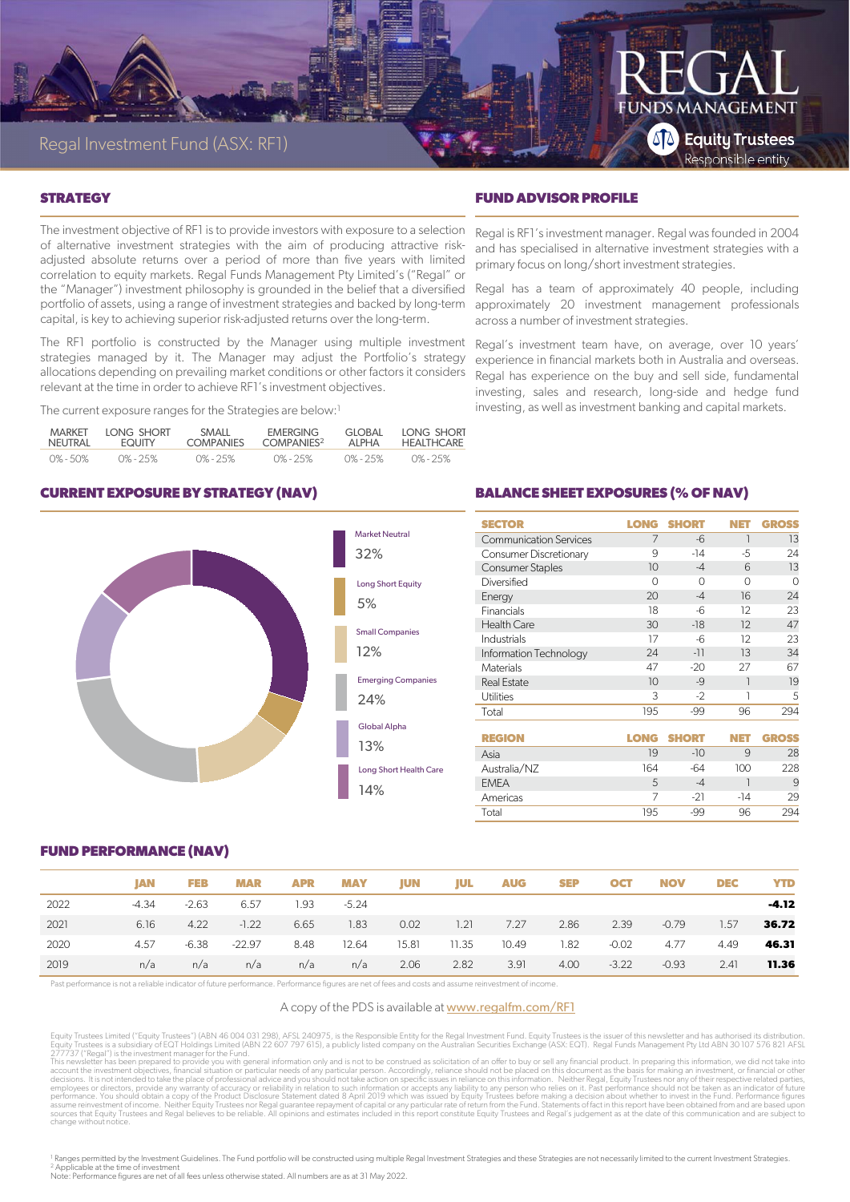Regal Investment Fund (ASX: RF1)

REGAL FUNDS MANAGEMENT

Equity Trustees Responsible entity

## STRATEGY

The investment objective of RF1 is to provide investors with exposure to a selection of alternative investment strategies with the aim of producing attractive risk-adjusted absolute returns over a period of more than five years with limited correlation to equity markets. Regal Funds Management Pty Limited's ("Regal" or the "Manager") investment philosophy is grounded in the belief that a diversified portfolio of assets, using a range of investment strategies and backed by long-term capital, is key to achieving superior risk-adjusted returns over the long-term.

The RF1 portfolio is constructed by the Manager using multiple investment strategies managed by it. The Manager may adjust the Portfolio's strategy allocations depending on prevailing market conditions or other factors it considers relevant at the time in order to achieve RF1's investment objectives.

The current exposure ranges for the Strategies are below:[1]

| MARKET NEUTRAL | LONG SHORT EQUITY | SMALL COMPANIES | EMERGING COMPANIES[2] | GLOBAL ALPHA | LONG SHORT HEALTHCARE |
|---|---|---|---|---|---|
| 0% - 50% | 0% - 25% | 0% - 25% | 0% - 25% | 0% - 25% | 0% - 25% |

## FUND ADVISOR PROFILE

Regal is RF1's investment manager. Regal was founded in 2004 and has specialised in alternative investment strategies with a primary focus on long/short investment strategies.

Regal has a team of approximately 40 people, including approximately 20 investment management professionals across a number of investment strategies.

Regal's investment team have, on average, over 10 years' experience in financial markets both in Australia and overseas. Regal has experience on the buy and sell side, fundamental investing, sales and research, long-side and hedge fund investing, as well as investment banking and capital markets.

## CURRENT EXPOSURE BY STRATEGY (NAV)

Market Neutral
32%

Long Short Equity
5%

Small Companies
12%

Emerging Companies
24%

Global Alpha
13%

Long Short Health Care
14%

## BALANCE SHEET EXPOSURES (% OF NAV)

| SECTOR | LONG | SHORT | NET | GROSS |
|---|---|---|---|---|
| Communication Services | 7 | -6 | 1 | 13 |
| Consumer Discretionary | 9 | -14 | -5 | 24 |
| Consumer Staples | 10 | -4 | 6 | 13 |
| Diversified | 0 | 0 | 0 | 0 |
| Energy | 20 | -4 | 16 | 24 |
| Financials | 18 | -6 | 12 | 23 |
| Health Care | 30 | -18 | 12 | 47 |
| Industrials | 17 | -6 | 12 | 23 |
| Information Technology | 24 | -11 | 13 | 34 |
| Materials | 47 | -20 | 27 | 67 |
| Real Estate | 10 | -9 | 1 | 19 |
| Utilities | 3 | -2 | 1 | 5 |
| Total | 195 | -99 | 96 | 294 |

| REGION | LONG | SHORT | NET | GROSS |
|---|---|---|---|---|
| Asia | 19 | -10 | 9 | 28 |
| Australia/NZ | 164 | -64 | 100 | 228 |
| EMEA | 5 | -4 | 1 | 9 |
| Americas | 7 | -21 | -14 | 29 |
| Total | 195 | -99 | 96 | 294 |

## FUND PERFORMANCE (NAV)

| | JAN | FEB | MAR | APR | MAY | JUN | JUL | AUG | SEP | OCT | NOV | DEC | YTD |
|---|---|---|---|---|---|---|---|---|---|---|---|---|---|
| 2022 | -4.34 | -2.63 | 6.57 | 1.93 | -5.24 | | | | | | | | **-4.12** |
| 2021 | 6.16 | 4.22 | -1.22 | 6.65 | 1.83 | 0.02 | 1.21 | 7.27 | 2.86 | 2.39 | -0.79 | 1.57 | **36.72** |
| 2020 | 4.57 | -6.38 | -22.97 | 8.48 | 12.64 | 15.81 | 11.35 | 10.49 | 1.82 | -0.02 | 4.77 | 4.49 | **46.31** |
| 2019 | n/a | n/a | n/a | n/a | n/a | 2.06 | 2.82 | 3.91 | 4.00 | -3.22 | -0.93 | 2.41 | **11.36** |

Past performance is not a reliable indicator of future performance. Performance figures are net of fees and costs and assume reinvestment of income.

A copy of the PDS is available at www.regalfm.com/RF1

Equity Trustees Limited ("Equity Trustees") (ABN 46 004 031 298), AFSL 240975, is the Responsible Entity for the Regal Investment Fund. Equity Trustees is the issuer of this newsletter and has authorised its distribution. Equity Trustees is a subsidiary of EQT Holdings Limited (ABN 22 607 797 615), a publicly listed company on the Australian Securities Exchange (ASX: EQT). Regal Funds Management Pty Ltd ABN 30 107 576 821 AFSL 277737 ("Regal") is the investment manager for the Fund.
This newsletter has been prepared to provide you with general information only and is not to be construed as solicitation of an offer to buy or sell any financial product. In preparing this information, we did not take into account the investment objectives, financial situation or particular needs of any particular person. Accordingly, reliance should not be placed on this document as the basis for making an investment, or financial or other decisions. It is not intended to take the place of professional advice and you should not take action on specific issues in reliance on this information. Neither Regal, Equity Trustees nor any of their respective related parties, employees or directors, provide any warranty of accuracy or reliability in relation to such information or accepts any liability to any person who relies on it. Past performance should not be taken as an indicator of future performance. You should obtain a copy of the Product Disclosure Statement dated 8 April 2019 which was issued by Equity Trustees before making a decision about whether to invest in the Fund. Performance figures assume reinvestment of income. Neither Equity Trustees nor Regal guarantee repayment of capital or any particular rate of return from the Fund. Statements of fact in this report have been obtained from and are based upon sources that Equity Trustees and Regal believes to be reliable. All opinions and estimates included in this report constitute Equity Trustees and Regal's judgement as at the date of this communication and are subject to change without notice.

[1] Ranges permitted by the Investment Guidelines. The Fund portfolio will be constructed using multiple Regal Investment Strategies and these Strategies are not necessarily limited to the current Investment Strategies.
[2] Applicable at the time of investment
Note: Performance figures are net of all fees unless otherwise stated. All numbers are as at 31 May 2022.